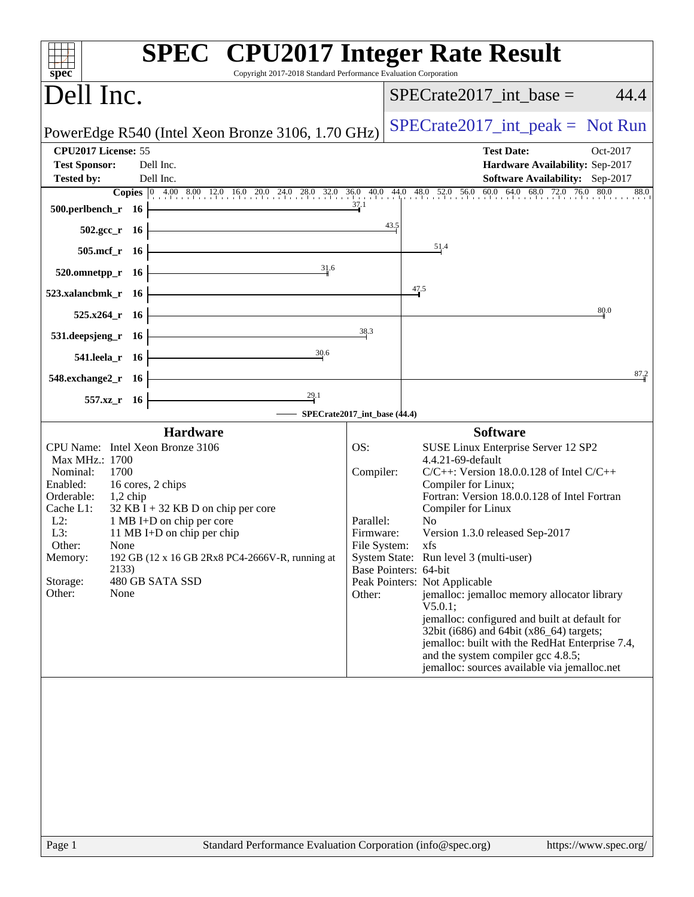# SPEC CPU2017 Integer Rate Result

Copyright 2017-2018 Standard Performance Evaluation Corporation

## Dell Inc.

PowerEdge R540 (Intel Xeon Bronze 3106, 1.70 GHz)

SPECrate2017_int_base = 44.4

SPECrate2017_int_peak = Not Run

**CPU2017 License:** 55
**Test Sponsor:** Dell Inc.
**Tested by:** Dell Inc.

**Test Date:** Oct-2017
**Hardware Availability:** Sep-2017
**Software Availability:** Sep-2017

| Benchmark | Copies | SPECrate2017_int_base |
|---|---|---|
| 500.perlbench_r | 16 | 37.1 |
| 502.gcc_r | 16 | 43.5 |
| 505.mcf_r | 16 | 51.4 |
| 520.omnetpp_r | 16 | 31.6 |
| 523.xalancbmk_r | 16 | 47.5 |
| 525.x264_r | 16 | 80.0 |
| 531.deepsjeng_r | 16 | 38.3 |
| 541.leela_r | 16 | 30.6 |
| 548.exchange2_r | 16 | 87.2 |
| 557.xz_r | 16 | 29.1 |

SPECrate2017_int_base (44.4)

### Hardware

| | |
|---|---|
| CPU Name: | Intel Xeon Bronze 3106 |
| Max MHz.: | 1700 |
| Nominal: | 1700 |
| Enabled: | 16 cores, 2 chips |
| Orderable: | 1,2 chip |
| Cache L1: | 32 KB I + 32 KB D on chip per core |
| L2: | 1 MB I+D on chip per core |
| L3: | 11 MB I+D on chip per chip |
| Other: | None |
| Memory: | 192 GB (12 x 16 GB 2Rx8 PC4-2666V-R, running at 2133) |
| Storage: | 480 GB SATA SSD |
| Other: | None |

### Software

| | |
|---|---|
| OS: | SUSE Linux Enterprise Server 12 SP2 4.4.21-69-default |
| Compiler: | C/C++: Version 18.0.0.128 of Intel C/C++ Compiler for Linux; Fortran: Version 18.0.0.128 of Intel Fortran Compiler for Linux |
| Parallel: | No |
| Firmware: | Version 1.3.0 released Sep-2017 |
| File System: | xfs |
| System State: | Run level 3 (multi-user) |
| Base Pointers: | 64-bit |
| Peak Pointers: | Not Applicable |
| Other: | jemalloc: jemalloc memory allocator library V5.0.1; jemalloc: configured and built at default for 32bit (i686) and 64bit (x86_64) targets; jemalloc: built with the RedHat Enterprise 7.4, and the system compiler gcc 4.8.5; jemalloc: sources available via jemalloc.net |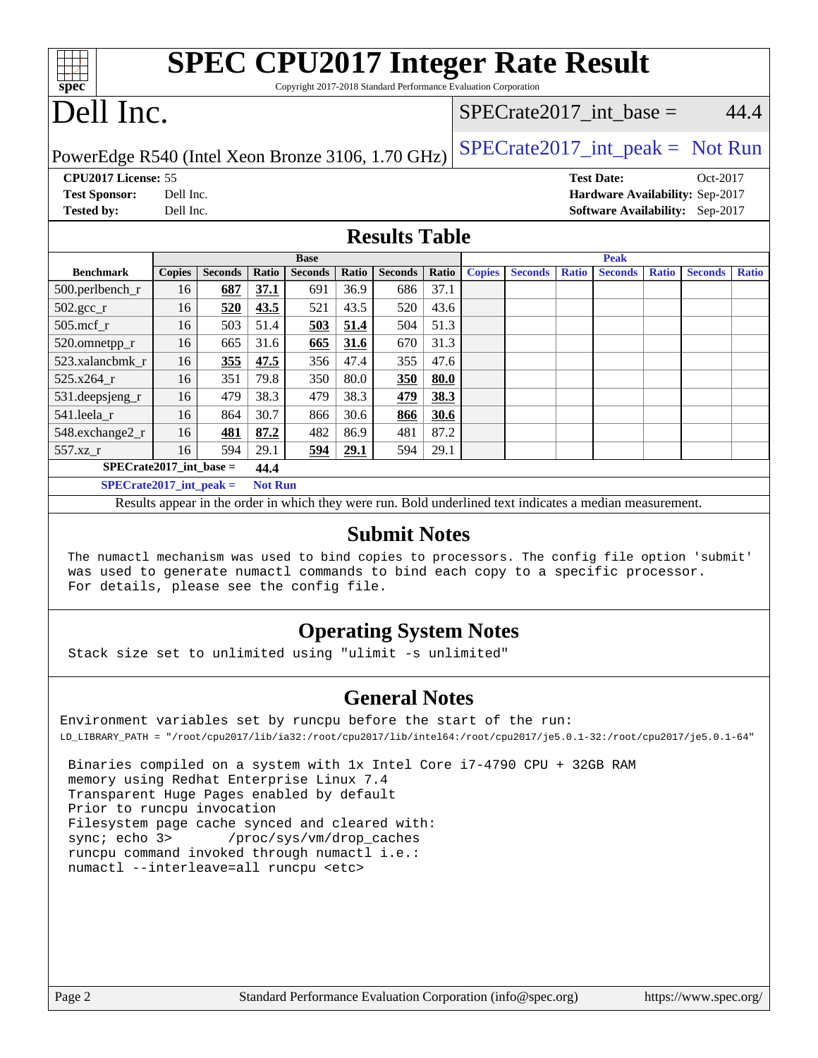# SPEC CPU2017 Integer Rate Result

Copyright 2017-2018 Standard Performance Evaluation Corporation

# Dell Inc.

PowerEdge R540 (Intel Xeon Bronze 3106, 1.70 GHz)

SPECrate2017_int_base = 44.4

SPECrate2017_int_peak = Not Run

**CPU2017 License:** 55
**Test Sponsor:** Dell Inc.
**Tested by:** Dell Inc.
**Test Date:** Oct-2017
**Hardware Availability:** Sep-2017
**Software Availability:** Sep-2017

## Results Table

| Benchmark | Base | | | | | | | Peak | | | | | | |
|---|---|---|---|---|---|---|---|---|---|---|---|---|---|---|
| | Copies | Seconds | Ratio | Seconds | Ratio | Seconds | Ratio | Copies | Seconds | Ratio | Seconds | Ratio | Seconds | Ratio |
| 500.perlbench_r | 16 | **687** | **37.1** | 691 | 36.9 | 686 | 37.1 | | | | | | | |
| 502.gcc_r | 16 | **520** | **43.5** | 521 | 43.5 | 520 | 43.6 | | | | | | | |
| 505.mcf_r | 16 | 503 | 51.4 | **503** | **51.4** | 504 | 51.3 | | | | | | | |
| 520.omnetpp_r | 16 | 665 | 31.6 | **665** | **31.6** | 670 | 31.3 | | | | | | | |
| 523.xalancbmk_r | 16 | **355** | **47.5** | 356 | 47.4 | 355 | 47.6 | | | | | | | |
| 525.x264_r | 16 | 351 | 79.8 | 350 | 80.0 | **350** | **80.0** | | | | | | | |
| 531.deepsjeng_r | 16 | 479 | 38.3 | 479 | 38.3 | **479** | **38.3** | | | | | | | |
| 541.leela_r | 16 | 864 | 30.7 | 866 | 30.6 | **866** | **30.6** | | | | | | | |
| 548.exchange2_r | 16 | **481** | **87.2** | 482 | 86.9 | 481 | 87.2 | | | | | | | |
| 557.xz_r | 16 | 594 | 29.1 | **594** | **29.1** | 594 | 29.1 | | | | | | | |

**SPECrate2017_int_base = 44.4**

**SPECrate2017_int_peak = Not Run**

Results appear in the order in which they were run. Bold underlined text indicates a median measurement.

## Submit Notes

```
The numactl mechanism was used to bind copies to processors. The config file option 'submit'
was used to generate numactl commands to bind each copy to a specific processor.
For details, please see the config file.
```

## Operating System Notes

```
Stack size set to unlimited using "ulimit -s unlimited"
```

## General Notes

```
Environment variables set by runcpu before the start of the run:
LD_LIBRARY_PATH = "/root/cpu2017/lib/ia32:/root/cpu2017/lib/intel64:/root/cpu2017/je5.0.1-32:/root/cpu2017/je5.0.1-64"

 Binaries compiled on a system with 1x Intel Core i7-4790 CPU + 32GB RAM
 memory using Redhat Enterprise Linux 7.4
 Transparent Huge Pages enabled by default
 Prior to runcpu invocation
 Filesystem page cache synced and cleared with:
 sync; echo 3>       /proc/sys/vm/drop_caches
 runcpu command invoked through numactl i.e.:
 numactl --interleave=all runcpu <etc>
```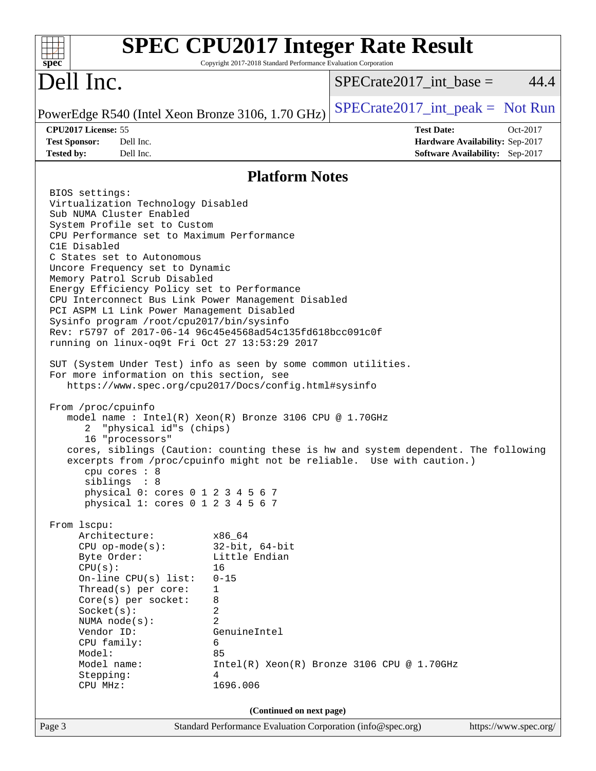# SPEC CPU2017 Integer Rate Result

Copyright 2017-2018 Standard Performance Evaluation Corporation

## Dell Inc.

PowerEdge R540 (Intel Xeon Bronze 3106, 1.70 GHz)

SPECrate2017_int_base = 44.4

SPECrate2017_int_peak = Not Run

**CPU2017 License:** 55
**Test Sponsor:** Dell Inc.
**Tested by:** Dell Inc.

**Test Date:** Oct-2017
**Hardware Availability:** Sep-2017
**Software Availability:** Sep-2017

## Platform Notes

```
BIOS settings:
Virtualization Technology Disabled
Sub NUMA Cluster Enabled
System Profile set to Custom
CPU Performance set to Maximum Performance
C1E Disabled
C States set to Autonomous
Uncore Frequency set to Dynamic
Memory Patrol Scrub Disabled
Energy Efficiency Policy set to Performance
CPU Interconnect Bus Link Power Management Disabled
PCI ASPM L1 Link Power Management Disabled
Sysinfo program /root/cpu2017/bin/sysinfo
Rev: r5797 of 2017-06-14 96c45e4568ad54c135fd618bcc091c0f
running on linux-oq9t Fri Oct 27 13:53:29 2017

SUT (System Under Test) info as seen by some common utilities.
For more information on this section, see
   https://www.spec.org/cpu2017/Docs/config.html#sysinfo

From /proc/cpuinfo
   model name : Intel(R) Xeon(R) Bronze 3106 CPU @ 1.70GHz
      2  "physical id"s (chips)
      16 "processors"
   cores, siblings (Caution: counting these is hw and system dependent. The following
   excerpts from /proc/cpuinfo might not be reliable.  Use with caution.)
      cpu cores : 8
      siblings  : 8
      physical 0: cores 0 1 2 3 4 5 6 7
      physical 1: cores 0 1 2 3 4 5 6 7

From lscpu:
     Architecture:          x86_64
     CPU op-mode(s):        32-bit, 64-bit
     Byte Order:            Little Endian
     CPU(s):                16
     On-line CPU(s) list:   0-15
     Thread(s) per core:    1
     Core(s) per socket:    8
     Socket(s):             2
     NUMA node(s):          2
     Vendor ID:             GenuineIntel
     CPU family:            6
     Model:                 85
     Model name:            Intel(R) Xeon(R) Bronze 3106 CPU @ 1.70GHz
     Stepping:              4
     CPU MHz:               1696.006
```

(Continued on next page)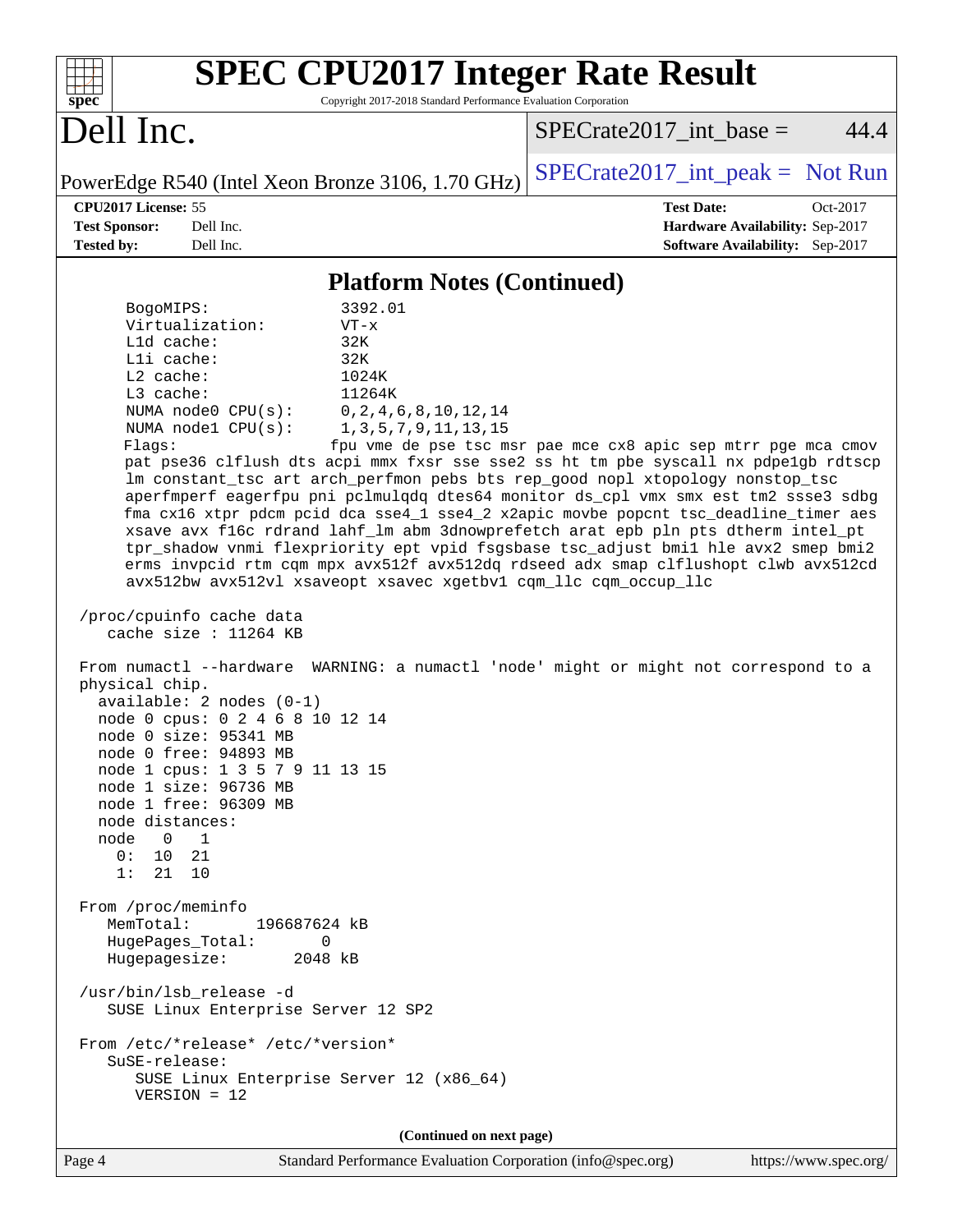# SPEC CPU2017 Integer Rate Result

Copyright 2017-2018 Standard Performance Evaluation Corporation

## Dell Inc.

PowerEdge R540 (Intel Xeon Bronze 3106, 1.70 GHz)

SPECrate2017_int_base = 44.4

SPECrate2017_int_peak = Not Run

**CPU2017 License:** 55
**Test Sponsor:** Dell Inc.
**Tested by:** Dell Inc.

**Test Date:** Oct-2017
**Hardware Availability:** Sep-2017
**Software Availability:** Sep-2017

### Platform Notes (Continued)

```
     BogoMIPS:              3392.01
     Virtualization:        VT-x
     L1d cache:             32K
     L1i cache:             32K
     L2 cache:              1024K
     L3 cache:              11264K
     NUMA node0 CPU(s):     0,2,4,6,8,10,12,14
     NUMA node1 CPU(s):     1,3,5,7,9,11,13,15
     Flags:                 fpu vme de pse tsc msr pae mce cx8 apic sep mtrr pge mca cmov
     pat pse36 clflush dts acpi mmx fxsr sse sse2 ss ht tm pbe syscall nx pdpe1gb rdtscp
     lm constant_tsc art arch_perfmon pebs bts rep_good nopl xtopology nonstop_tsc
     aperfmperf eagerfpu pni pclmulqdq dtes64 monitor ds_cpl vmx smx est tm2 ssse3 sdbg
     fma cx16 xtpr pdcm pcid dca sse4_1 sse4_2 x2apic movbe popcnt tsc_deadline_timer aes
     xsave avx f16c rdrand lahf_lm abm 3dnowprefetch arat epb pln pts dtherm intel_pt
     tpr_shadow vnmi flexpriority ept vpid fsgsbase tsc_adjust bmi1 hle avx2 smep bmi2
     erms invpcid rtm cqm mpx avx512f avx512dq rdseed adx smap clflushopt clwb avx512cd
     avx512bw avx512vl xsaveopt xsavec xgetbv1 cqm_llc cqm_occup_llc

 /proc/cpuinfo cache data
    cache size : 11264 KB

 From numactl --hardware  WARNING: a numactl 'node' might or might not correspond to a
 physical chip.
   available: 2 nodes (0-1)
   node 0 cpus: 0 2 4 6 8 10 12 14
   node 0 size: 95341 MB
   node 0 free: 94893 MB
   node 1 cpus: 1 3 5 7 9 11 13 15
   node 1 size: 96736 MB
   node 1 free: 96309 MB
   node distances:
   node   0   1
     0:  10  21
     1:  21  10

 From /proc/meminfo
    MemTotal:       196687624 kB
    HugePages_Total:       0
    Hugepagesize:       2048 kB

 /usr/bin/lsb_release -d
    SUSE Linux Enterprise Server 12 SP2

 From /etc/*release* /etc/*version*
    SuSE-release:
       SUSE Linux Enterprise Server 12 (x86_64)
       VERSION = 12
```

(Continued on next page)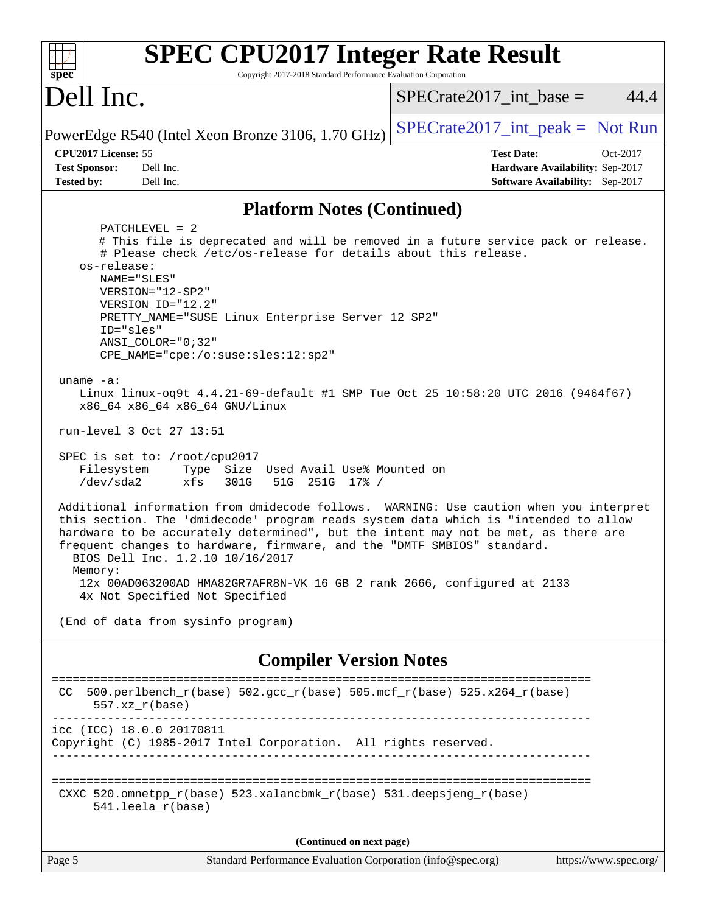## Platform Notes (Continued)

```
      PATCHLEVEL = 2
      # This file is deprecated and will be removed in a future service pack or release.
      # Please check /etc/os-release for details about this release.
   os-release:
      NAME="SLES"
      VERSION="12-SP2"
      VERSION_ID="12.2"
      PRETTY_NAME="SUSE Linux Enterprise Server 12 SP2"
      ID="sles"
      ANSI_COLOR="0;32"
      CPE_NAME="cpe:/o:suse:sles:12:sp2"

 uname -a:
    Linux linux-oq9t 4.4.21-69-default #1 SMP Tue Oct 25 10:58:20 UTC 2016 (9464f67)
    x86_64 x86_64 x86_64 GNU/Linux

 run-level 3 Oct 27 13:51

 SPEC is set to: /root/cpu2017
    Filesystem     Type  Size  Used Avail Use% Mounted on
    /dev/sda2      xfs   301G   51G  251G  17% /

 Additional information from dmidecode follows.  WARNING: Use caution when you interpret
 this section. The 'dmidecode' program reads system data which is "intended to allow
 hardware to be accurately determined", but the intent may not be met, as there are
 frequent changes to hardware, firmware, and the "DMTF SMBIOS" standard.
   BIOS Dell Inc. 1.2.10 10/16/2017
   Memory:
    12x 00AD063200AD HMA82GR7AFR8N-VK 16 GB 2 rank 2666, configured at 2133
    4x Not Specified Not Specified

 (End of data from sysinfo program)
```

## Compiler Version Notes

```
==============================================================================
 CC  500.perlbench_r(base) 502.gcc_r(base) 505.mcf_r(base) 525.x264_r(base)
      557.xz_r(base)
------------------------------------------------------------------------------
icc (ICC) 18.0.0 20170811
Copyright (C) 1985-2017 Intel Corporation.  All rights reserved.
------------------------------------------------------------------------------

==============================================================================
 CXXC 520.omnetpp_r(base) 523.xalancbmk_r(base) 531.deepsjeng_r(base)
      541.leela_r(base)
```

(Continued on next page)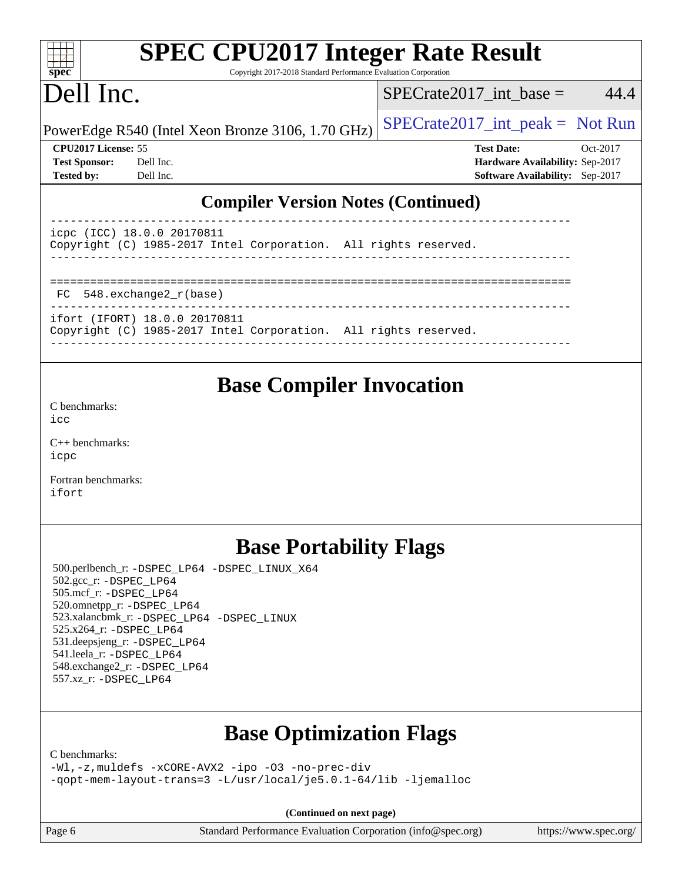## Compiler Version Notes (Continued)

```
------------------------------------------------------------------------------
icpc (ICC) 18.0.0 20170811
Copyright (C) 1985-2017 Intel Corporation.  All rights reserved.
------------------------------------------------------------------------------

==============================================================================
 FC  548.exchange2_r(base)
------------------------------------------------------------------------------
ifort (IFORT) 18.0.0 20170811
Copyright (C) 1985-2017 Intel Corporation.  All rights reserved.
------------------------------------------------------------------------------
```

## Base Compiler Invocation

C benchmarks:
icc

C++ benchmarks:
icpc

Fortran benchmarks:
ifort

## Base Portability Flags

500.perlbench_r: -DSPEC_LP64 -DSPEC_LINUX_X64
502.gcc_r: -DSPEC_LP64
505.mcf_r: -DSPEC_LP64
520.omnetpp_r: -DSPEC_LP64
523.xalancbmk_r: -DSPEC_LP64 -DSPEC_LINUX
525.x264_r: -DSPEC_LP64
531.deepsjeng_r: -DSPEC_LP64
541.leela_r: -DSPEC_LP64
548.exchange2_r: -DSPEC_LP64
557.xz_r: -DSPEC_LP64

## Base Optimization Flags

C benchmarks:
-Wl,-z,muldefs -xCORE-AVX2 -ipo -O3 -no-prec-div
-qopt-mem-layout-trans=3 -L/usr/local/je5.0.1-64/lib -ljemalloc

**(Continued on next page)**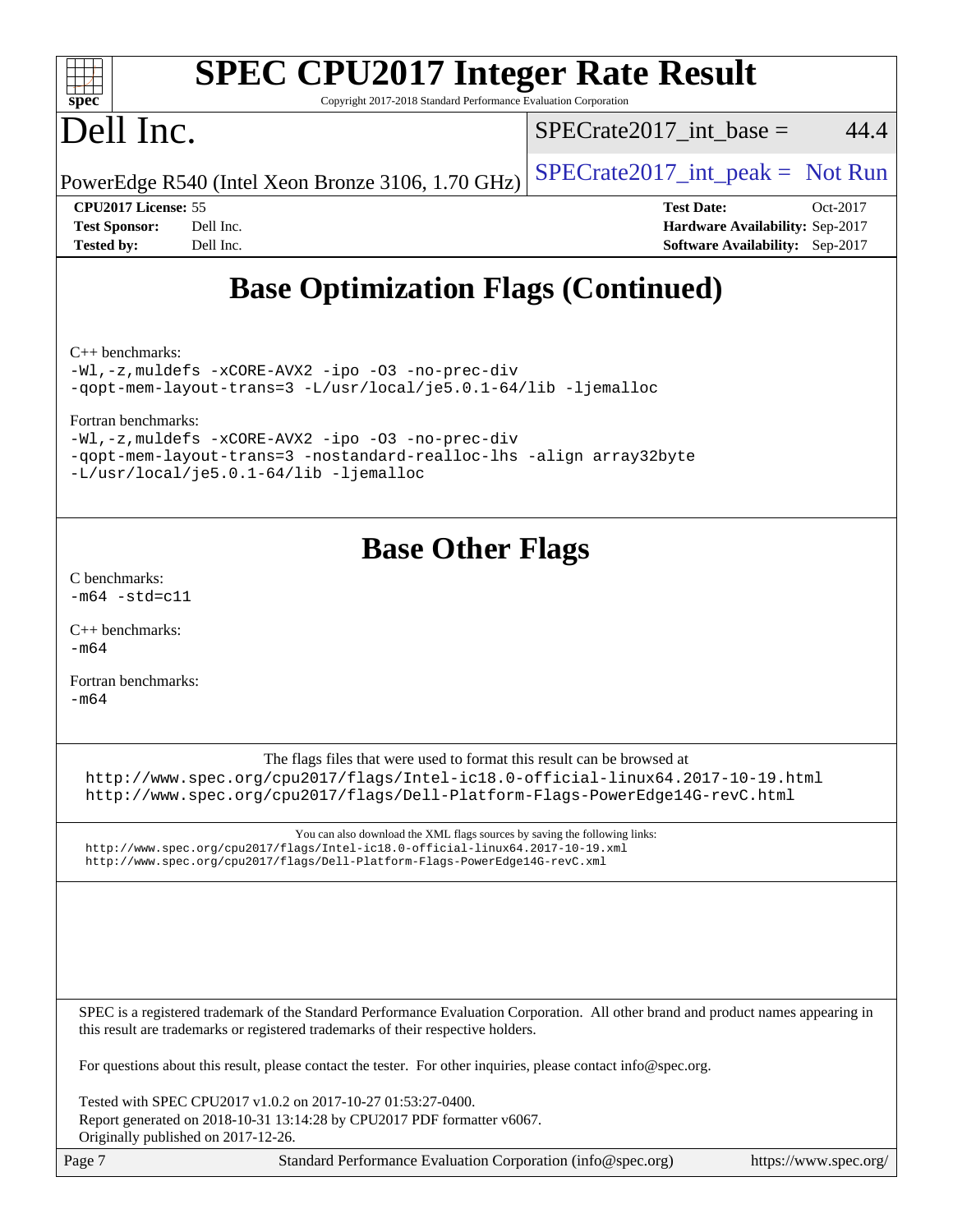# Base Optimization Flags (Continued)

C++ benchmarks:

```
-Wl,-z,muldefs -xCORE-AVX2 -ipo -O3 -no-prec-div
-qopt-mem-layout-trans=3 -L/usr/local/je5.0.1-64/lib -ljemalloc
```

Fortran benchmarks:

```
-Wl,-z,muldefs -xCORE-AVX2 -ipo -O3 -no-prec-div
-qopt-mem-layout-trans=3 -nostandard-realloc-lhs -align array32byte
-L/usr/local/je5.0.1-64/lib -ljemalloc
```

# Base Other Flags

C benchmarks:

```
-m64 -std=c11
```

C++ benchmarks:

```
-m64
```

Fortran benchmarks:

```
-m64
```

The flags files that were used to format this result can be browsed at

http://www.spec.org/cpu2017/flags/Intel-ic18.0-official-linux64.2017-10-19.html
http://www.spec.org/cpu2017/flags/Dell-Platform-Flags-PowerEdge14G-revC.html

You can also download the XML flags sources by saving the following links:

http://www.spec.org/cpu2017/flags/Intel-ic18.0-official-linux64.2017-10-19.xml
http://www.spec.org/cpu2017/flags/Dell-Platform-Flags-PowerEdge14G-revC.xml

SPEC is a registered trademark of the Standard Performance Evaluation Corporation. All other brand and product names appearing in this result are trademarks or registered trademarks of their respective holders.

For questions about this result, please contact the tester. For other inquiries, please contact info@spec.org.

Tested with SPEC CPU2017 v1.0.2 on 2017-10-27 01:53:27-0400.
Report generated on 2018-10-31 13:14:28 by CPU2017 PDF formatter v6067.
Originally published on 2017-12-26.